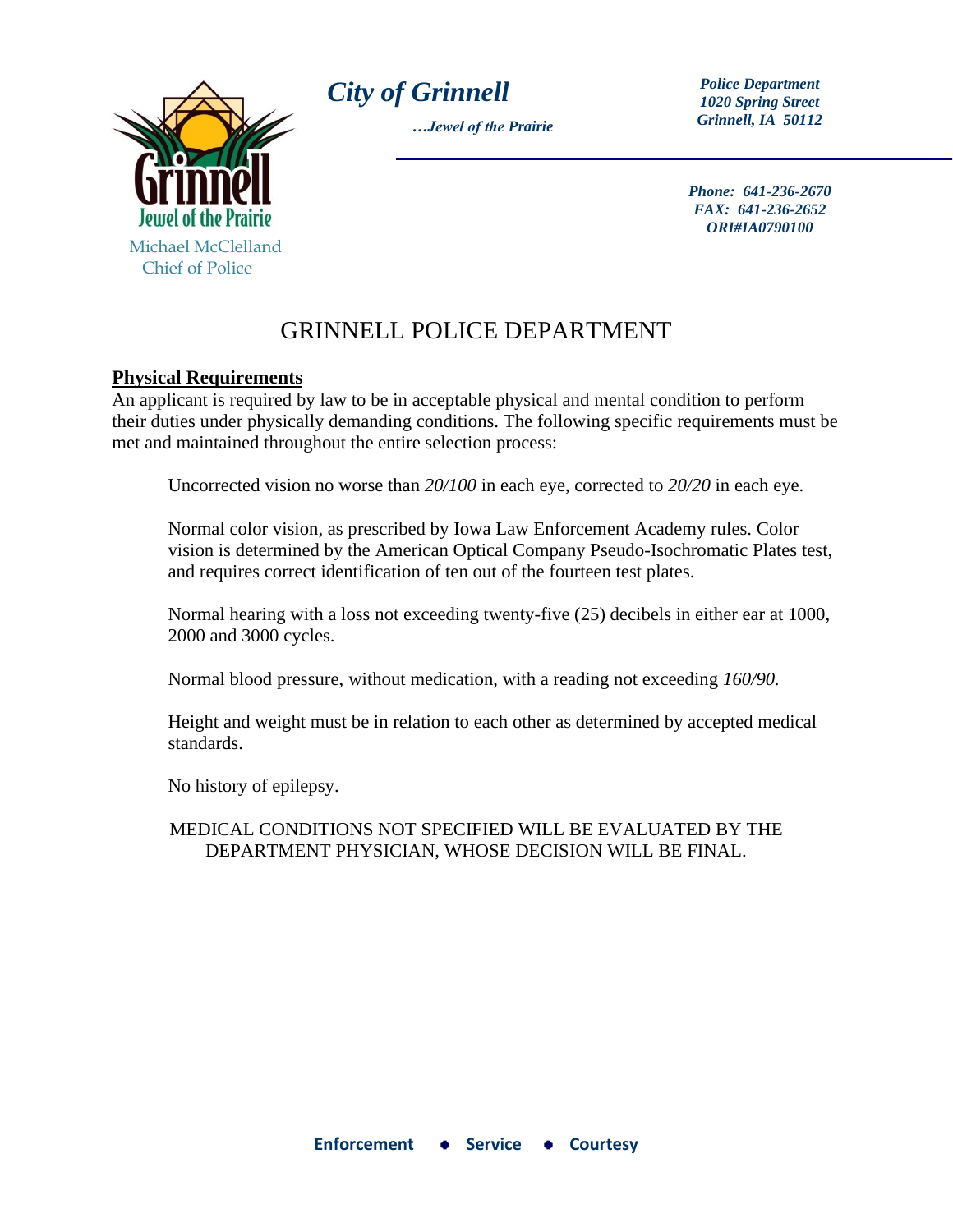*City of Grinnell*

*…Jewel of the Prairie*

***Police Department***
***1020 Spring Street***
***Grinnell, IA 50112***

***Phone: 641-236-2670***
***FAX: 641-236-2652***
***ORI#IA0790100***

Michael McClelland
Chief of Police

# GRINNELL POLICE DEPARTMENT

**Physical Requirements**

An applicant is required by law to be in acceptable physical and mental condition to perform their duties under physically demanding conditions. The following specific requirements must be met and maintained throughout the entire selection process:

Uncorrected vision no worse than *20/100* in each eye, corrected to *20/20* in each eye.

Normal color vision, as prescribed by Iowa Law Enforcement Academy rules. Color vision is determined by the American Optical Company Pseudo-Isochromatic Plates test, and requires correct identification of ten out of the fourteen test plates.

Normal hearing with a loss not exceeding twenty-five (25) decibels in either ear at 1000, 2000 and 3000 cycles.

Normal blood pressure, without medication, with a reading not exceeding *160/90.*

Height and weight must be in relation to each other as determined by accepted medical standards.

No history of epilepsy.

MEDICAL CONDITIONS NOT SPECIFIED WILL BE EVALUATED BY THE DEPARTMENT PHYSICIAN, WHOSE DECISION WILL BE FINAL.

**Enforcement • Service • Courtesy**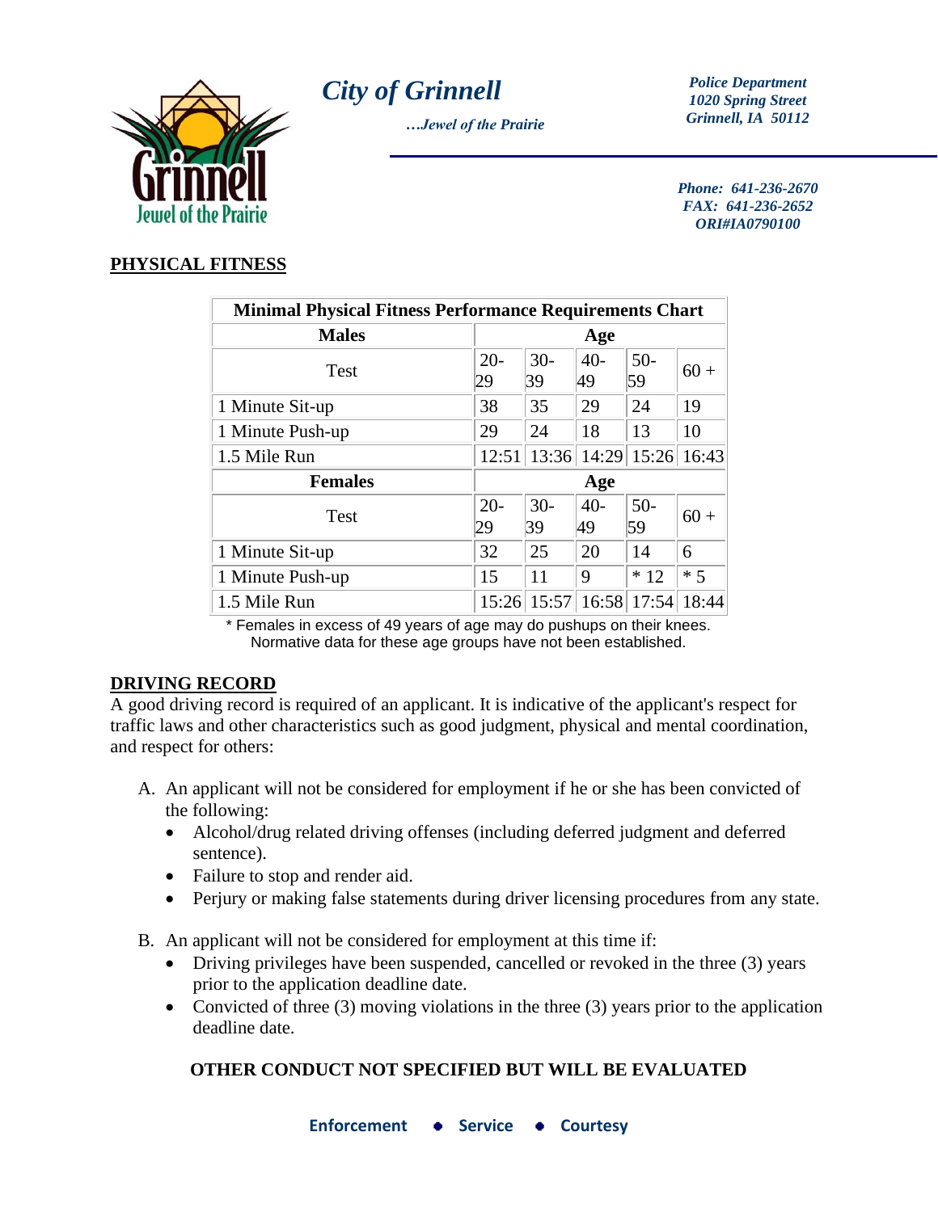City of Grinnell

…Jewel of the Prairie

Police Department
1020 Spring Street
Grinnell, IA 50112

Phone: 641-236-2670
FAX: 641-236-2652
ORI#IA0790100

## PHYSICAL FITNESS

| Minimal Physical Fitness Performance Requirements Chart | | | | | |
|---|---|---|---|---|---|
| **Males** | **Age** | | | | |
| Test | 20-29 | 30-39 | 40-49 | 50-59 | 60 + |
| 1 Minute Sit-up | 38 | 35 | 29 | 24 | 19 |
| 1 Minute Push-up | 29 | 24 | 18 | 13 | 10 |
| 1.5 Mile Run | 12:51 | 13:36 | 14:29 | 15:26 | 16:43 |
| **Females** | **Age** | | | | |
| Test | 20-29 | 30-39 | 40-49 | 50-59 | 60 + |
| 1 Minute Sit-up | 32 | 25 | 20 | 14 | 6 |
| 1 Minute Push-up | 15 | 11 | 9 | * 12 | * 5 |
| 1.5 Mile Run | 15:26 | 15:57 | 16:58 | 17:54 | 18:44 |

* Females in excess of 49 years of age may do pushups on their knees. Normative data for these age groups have not been established.

## DRIVING RECORD

A good driving record is required of an applicant. It is indicative of the applicant's respect for traffic laws and other characteristics such as good judgment, physical and mental coordination, and respect for others:

A. An applicant will not be considered for employment if he or she has been convicted of the following:
   - Alcohol/drug related driving offenses (including deferred judgment and deferred sentence).
   - Failure to stop and render aid.
   - Perjury or making false statements during driver licensing procedures from any state.

B. An applicant will not be considered for employment at this time if:
   - Driving privileges have been suspended, cancelled or revoked in the three (3) years prior to the application deadline date.
   - Convicted of three (3) moving violations in the three (3) years prior to the application deadline date.

**OTHER CONDUCT NOT SPECIFIED BUT WILL BE EVALUATED**

**Enforcement • Service • Courtesy**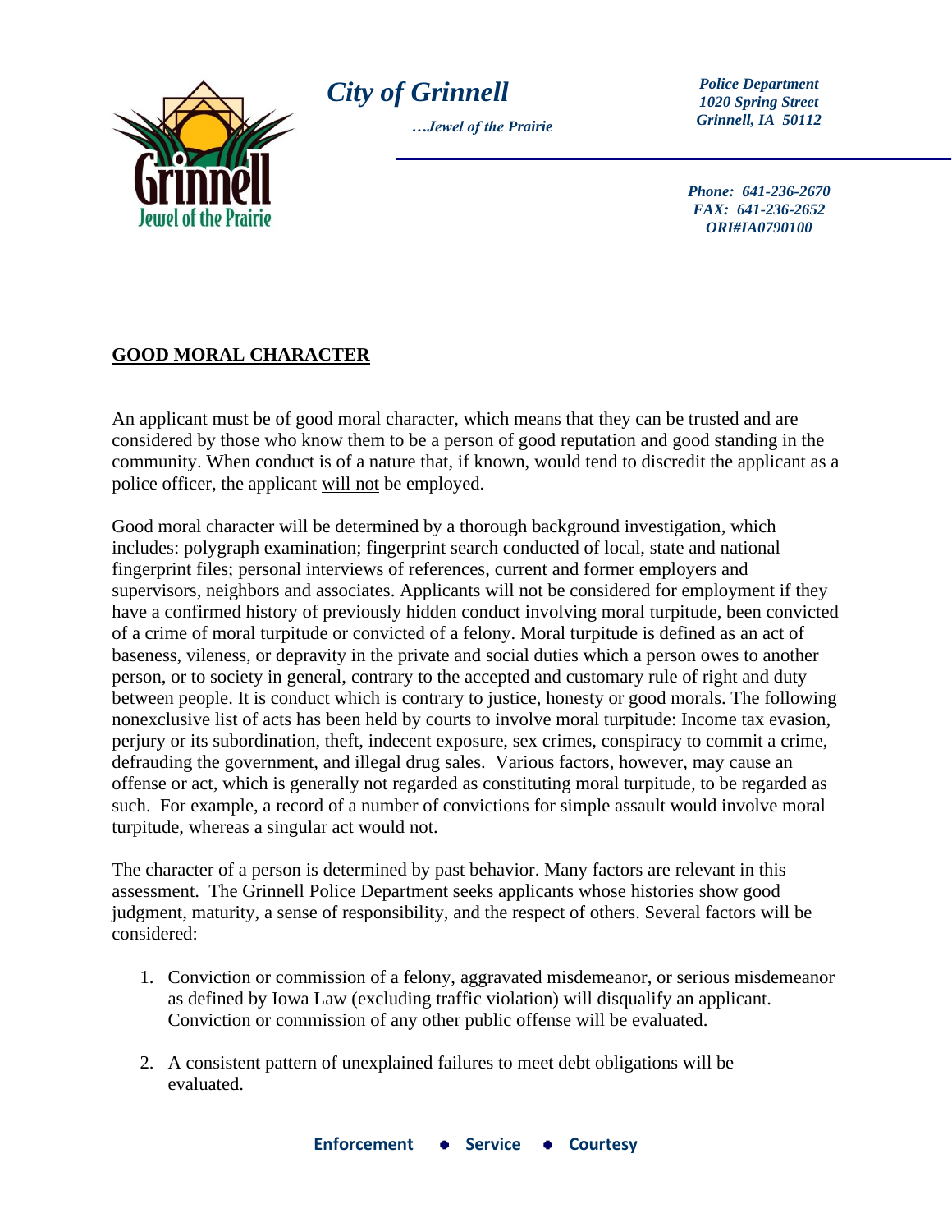**City of Grinnell**

*…Jewel of the Prairie*

*Police Department*
*1020 Spring Street*
*Grinnell, IA 50112*

*Phone: 641-236-2670*
*FAX: 641-236-2652*
*ORI#IA0790100*

## GOOD MORAL CHARACTER

An applicant must be of good moral character, which means that they can be trusted and are considered by those who know them to be a person of good reputation and good standing in the community. When conduct is of a nature that, if known, would tend to discredit the applicant as a police officer, the applicant <u>will not</u> be employed.

Good moral character will be determined by a thorough background investigation, which includes: polygraph examination; fingerprint search conducted of local, state and national fingerprint files; personal interviews of references, current and former employers and supervisors, neighbors and associates. Applicants will not be considered for employment if they have a confirmed history of previously hidden conduct involving moral turpitude, been convicted of a crime of moral turpitude or convicted of a felony. Moral turpitude is defined as an act of baseness, vileness, or depravity in the private and social duties which a person owes to another person, or to society in general, contrary to the accepted and customary rule of right and duty between people. It is conduct which is contrary to justice, honesty or good morals. The following nonexclusive list of acts has been held by courts to involve moral turpitude: Income tax evasion, perjury or its subordination, theft, indecent exposure, sex crimes, conspiracy to commit a crime, defrauding the government, and illegal drug sales. Various factors, however, may cause an offense or act, which is generally not regarded as constituting moral turpitude, to be regarded as such. For example, a record of a number of convictions for simple assault would involve moral turpitude, whereas a singular act would not.

The character of a person is determined by past behavior. Many factors are relevant in this assessment. The Grinnell Police Department seeks applicants whose histories show good judgment, maturity, a sense of responsibility, and the respect of others. Several factors will be considered:

1. Conviction or commission of a felony, aggravated misdemeanor, or serious misdemeanor as defined by Iowa Law (excluding traffic violation) will disqualify an applicant. Conviction or commission of any other public offense will be evaluated.

2. A consistent pattern of unexplained failures to meet debt obligations will be evaluated.

**Enforcement • Service • Courtesy**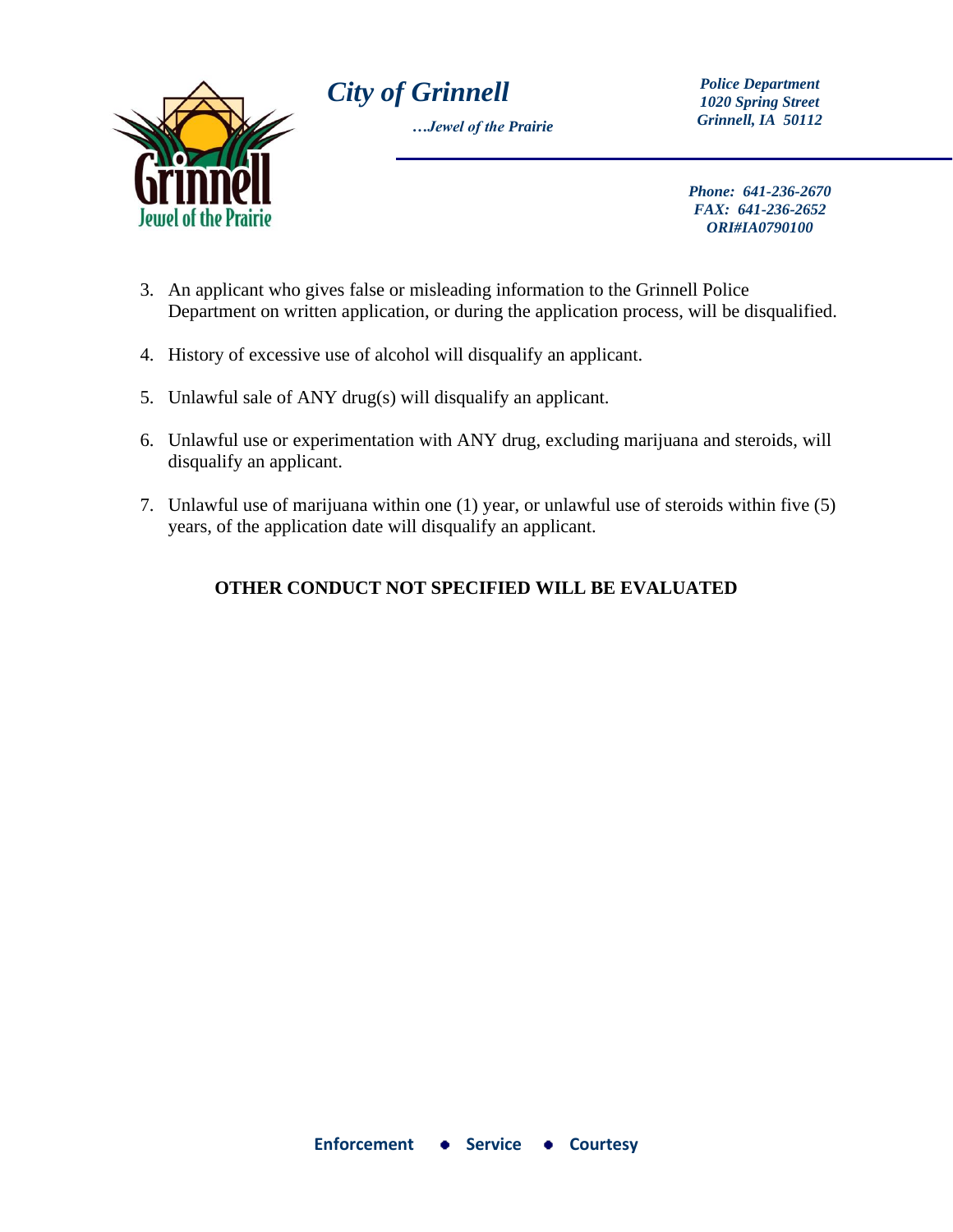3. An applicant who gives false or misleading information to the Grinnell Police Department on written application, or during the application process, will be disqualified.

4. History of excessive use of alcohol will disqualify an applicant.

5. Unlawful sale of ANY drug(s) will disqualify an applicant.

6. Unlawful use or experimentation with ANY drug, excluding marijuana and steroids, will disqualify an applicant.

7. Unlawful use of marijuana within one (1) year, or unlawful use of steroids within five (5) years, of the application date will disqualify an applicant.

**OTHER CONDUCT NOT SPECIFIED WILL BE EVALUATED**